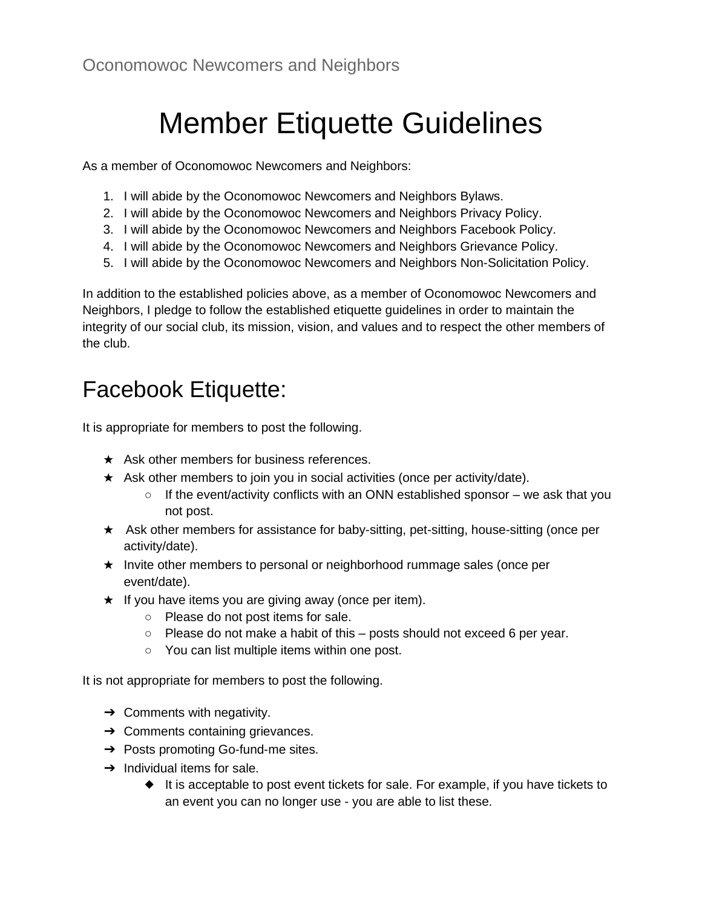Oconomowoc Newcomers and Neighbors

# Member Etiquette Guidelines

As a member of Oconomowoc Newcomers and Neighbors:

1. I will abide by the Oconomowoc Newcomers and Neighbors Bylaws.
2. I will abide by the Oconomowoc Newcomers and Neighbors Privacy Policy.
3. I will abide by the Oconomowoc Newcomers and Neighbors Facebook Policy.
4. I will abide by the Oconomowoc Newcomers and Neighbors Grievance Policy.
5. I will abide by the Oconomowoc Newcomers and Neighbors Non-Solicitation Policy.

In addition to the established policies above, as a member of Oconomowoc Newcomers and Neighbors, I pledge to follow the established etiquette guidelines in order to maintain the integrity of our social club, its mission, vision, and values and to respect the other members of the club.

## Facebook Etiquette:

It is appropriate for members to post the following.

- Ask other members for business references.
- Ask other members to join you in social activities (once per activity/date).
  - If the event/activity conflicts with an ONN established sponsor – we ask that you not post.
- Ask other members for assistance for baby-sitting, pet-sitting, house-sitting (once per activity/date).
- Invite other members to personal or neighborhood rummage sales (once per event/date).
- If you have items you are giving away (once per item).
  - Please do not post items for sale.
  - Please do not make a habit of this – posts should not exceed 6 per year.
  - You can list multiple items within one post.

It is not appropriate for members to post the following.

- Comments with negativity.
- Comments containing grievances.
- Posts promoting Go-fund-me sites.
- Individual items for sale.
  - It is acceptable to post event tickets for sale. For example, if you have tickets to an event you can no longer use - you are able to list these.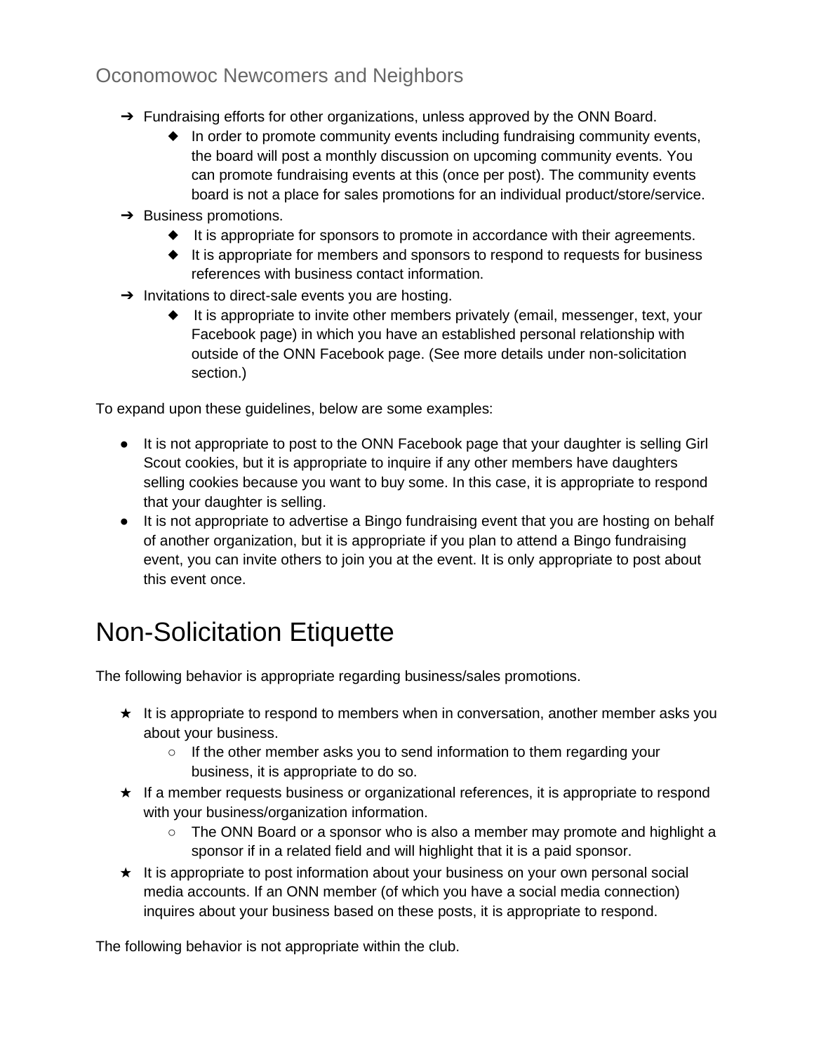- Fundraising efforts for other organizations, unless approved by the ONN Board.
    - In order to promote community events including fundraising community events, the board will post a monthly discussion on upcoming community events. You can promote fundraising events at this (once per post). The community events board is not a place for sales promotions for an individual product/store/service.
- Business promotions.
    - It is appropriate for sponsors to promote in accordance with their agreements.
    - It is appropriate for members and sponsors to respond to requests for business references with business contact information.
- Invitations to direct-sale events you are hosting.
    - It is appropriate to invite other members privately (email, messenger, text, your Facebook page) in which you have an established personal relationship with outside of the ONN Facebook page. (See more details under non-solicitation section.)

To expand upon these guidelines, below are some examples:

- It is not appropriate to post to the ONN Facebook page that your daughter is selling Girl Scout cookies, but it is appropriate to inquire if any other members have daughters selling cookies because you want to buy some. In this case, it is appropriate to respond that your daughter is selling.
- It is not appropriate to advertise a Bingo fundraising event that you are hosting on behalf of another organization, but it is appropriate if you plan to attend a Bingo fundraising event, you can invite others to join you at the event. It is only appropriate to post about this event once.

# Non-Solicitation Etiquette

The following behavior is appropriate regarding business/sales promotions.

- It is appropriate to respond to members when in conversation, another member asks you about your business.
    - If the other member asks you to send information to them regarding your business, it is appropriate to do so.
- If a member requests business or organizational references, it is appropriate to respond with your business/organization information.
    - The ONN Board or a sponsor who is also a member may promote and highlight a sponsor if in a related field and will highlight that it is a paid sponsor.
- It is appropriate to post information about your business on your own personal social media accounts. If an ONN member (of which you have a social media connection) inquires about your business based on these posts, it is appropriate to respond.

The following behavior is not appropriate within the club.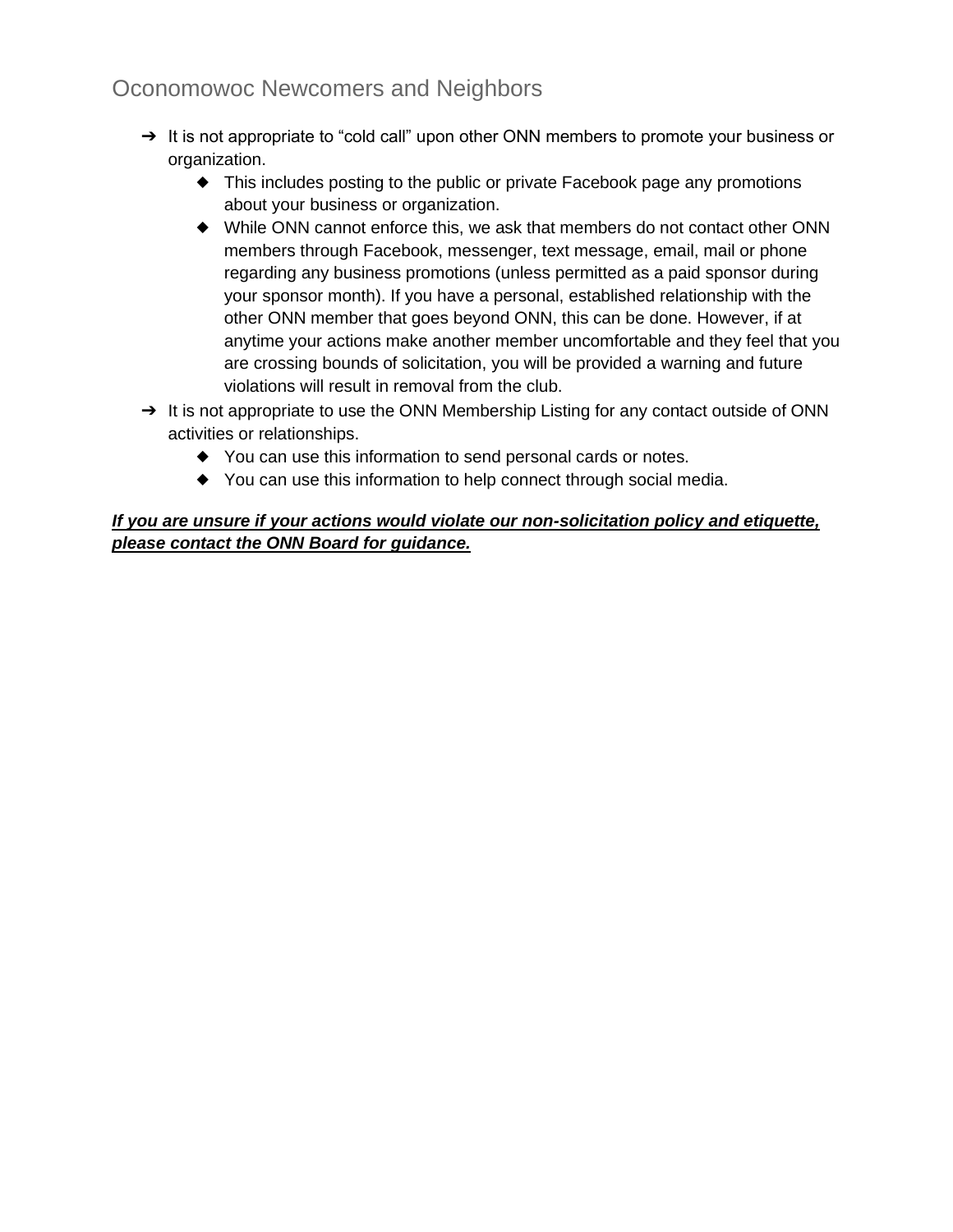- It is not appropriate to “cold call” upon other ONN members to promote your business or organization.
  - This includes posting to the public or private Facebook page any promotions about your business or organization.
  - While ONN cannot enforce this, we ask that members do not contact other ONN members through Facebook, messenger, text message, email, mail or phone regarding any business promotions (unless permitted as a paid sponsor during your sponsor month). If you have a personal, established relationship with the other ONN member that goes beyond ONN, this can be done. However, if at anytime your actions make another member uncomfortable and they feel that you are crossing bounds of solicitation, you will be provided a warning and future violations will result in removal from the club.
- It is not appropriate to use the ONN Membership Listing for any contact outside of ONN activities or relationships.
  - You can use this information to send personal cards or notes.
  - You can use this information to help connect through social media.

***If you are unsure if your actions would violate our non-solicitation policy and etiquette, please contact the ONN Board for guidance.***